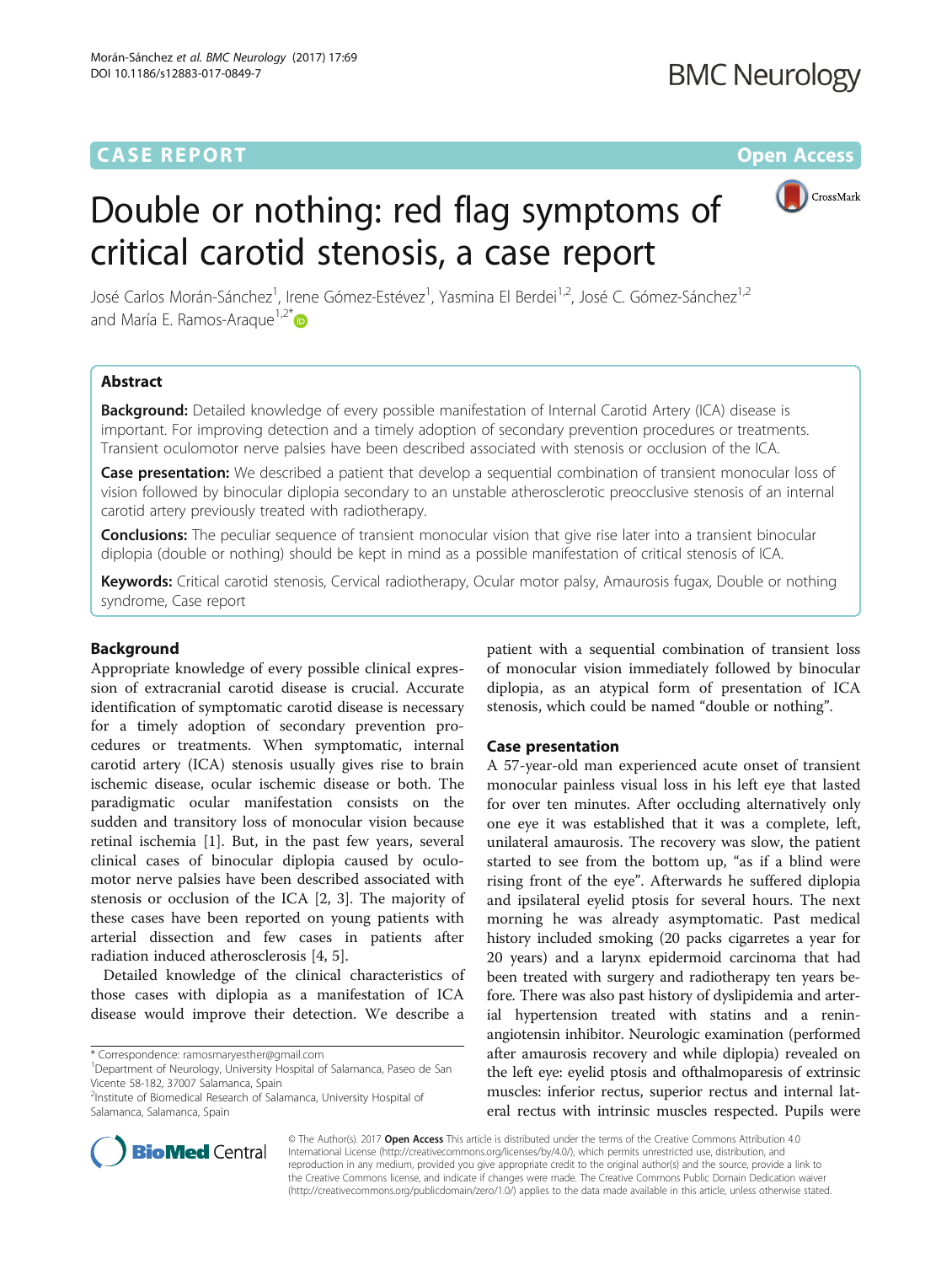CASE REPORT

Open Access

# Double or nothing: red flag symptoms of critical carotid stenosis, a case report

José Carlos Morán-Sánchez[1], Irene Gómez-Estévez[1], Yasmina El Berdei[1,2], José C. Gómez-Sánchez[1,2] and María E. Ramos-Araque[1,2*]

## Abstract

**Background:** Detailed knowledge of every possible manifestation of Internal Carotid Artery (ICA) disease is important. For improving detection and a timely adoption of secondary prevention procedures or treatments. Transient oculomotor nerve palsies have been described associated with stenosis or occlusion of the ICA.

**Case presentation:** We described a patient that develop a sequential combination of transient monocular loss of vision followed by binocular diplopia secondary to an unstable atherosclerotic preocclusive stenosis of an internal carotid artery previously treated with radiotherapy.

**Conclusions:** The peculiar sequence of transient monocular vision that give rise later into a transient binocular diplopia (double or nothing) should be kept in mind as a possible manifestation of critical stenosis of ICA.

**Keywords:** Critical carotid stenosis, Cervical radiotherapy, Ocular motor palsy, Amaurosis fugax, Double or nothing syndrome, Case report

## Background

Appropriate knowledge of every possible clinical expression of extracranial carotid disease is crucial. Accurate identification of symptomatic carotid disease is necessary for a timely adoption of secondary prevention procedures or treatments. When symptomatic, internal carotid artery (ICA) stenosis usually gives rise to brain ischemic disease, ocular ischemic disease or both. The paradigmatic ocular manifestation consists on the sudden and transitory loss of monocular vision because retinal ischemia [1]. But, in the past few years, several clinical cases of binocular diplopia caused by oculomotor nerve palsies have been described associated with stenosis or occlusion of the ICA [2, 3]. The majority of these cases have been reported on young patients with arterial dissection and few cases in patients after radiation induced atherosclerosis [4, 5].

Detailed knowledge of the clinical characteristics of those cases with diplopia as a manifestation of ICA disease would improve their detection. We describe a patient with a sequential combination of transient loss of monocular vision immediately followed by binocular diplopia, as an atypical form of presentation of ICA stenosis, which could be named "double or nothing".

## Case presentation

A 57-year-old man experienced acute onset of transient monocular painless visual loss in his left eye that lasted for over ten minutes. After occluding alternatively only one eye it was established that it was a complete, left, unilateral amaurosis. The recovery was slow, the patient started to see from the bottom up, "as if a blind were rising front of the eye". Afterwards he suffered diplopia and ipsilateral eyelid ptosis for several hours. The next morning he was already asymptomatic. Past medical history included smoking (20 packs cigarretes a year for 20 years) and a larynx epidermoid carcinoma that had been treated with surgery and radiotherapy ten years before. There was also past history of dyslipidemia and arterial hypertension treated with statins and a renin-angiotensin inhibitor. Neurologic examination (performed after amaurosis recovery and while diplopia) revealed on the left eye: eyelid ptosis and ofthalmoparesis of extrinsic muscles: inferior rectus, superior rectus and internal lateral rectus with intrinsic muscles respected. Pupils were

\* Correspondence: ramosmaryesther@gmail.com
[1]Department of Neurology, University Hospital of Salamanca, Paseo de San Vicente 58-182, 37007 Salamanca, Spain
[2]Institute of Biomedical Research of Salamanca, University Hospital of Salamanca, Salamanca, Spain

© The Author(s). 2017 **Open Access** This article is distributed under the terms of the Creative Commons Attribution 4.0 International License (http://creativecommons.org/licenses/by/4.0/), which permits unrestricted use, distribution, and reproduction in any medium, provided you give appropriate credit to the original author(s) and the source, provide a link to the Creative Commons license, and indicate if changes were made. The Creative Commons Public Domain Dedication waiver (http://creativecommons.org/publicdomain/zero/1.0/) applies to the data made available in this article, unless otherwise stated.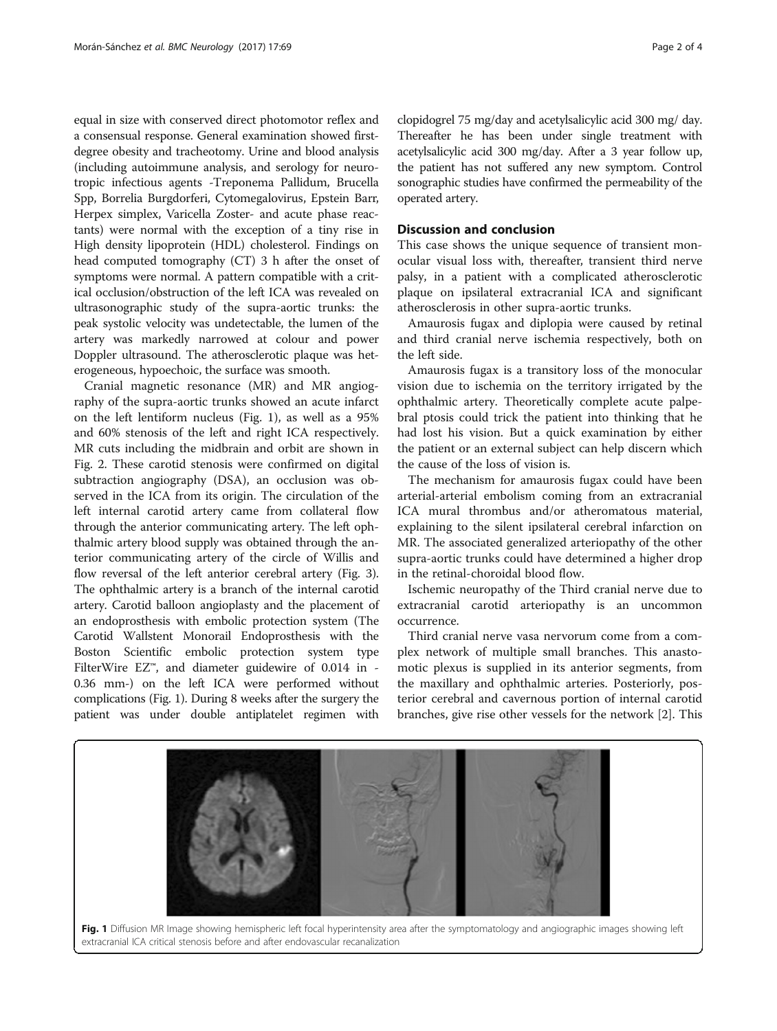equal in size with conserved direct photomotor reflex and a consensual response. General examination showed first-degree obesity and tracheotomy. Urine and blood analysis (including autoimmune analysis, and serology for neurotropic infectious agents -Treponema Pallidum, Brucella Spp, Borrelia Burgdorferi, Cytomegalovirus, Epstein Barr, Herpex simplex, Varicella Zoster- and acute phase reactants) were normal with the exception of a tiny rise in High density lipoprotein (HDL) cholesterol. Findings on head computed tomography (CT) 3 h after the onset of symptoms were normal. A pattern compatible with a critical occlusion/obstruction of the left ICA was revealed on ultrasonographic study of the supra-aortic trunks: the peak systolic velocity was undetectable, the lumen of the artery was markedly narrowed at colour and power Doppler ultrasound. The atherosclerotic plaque was heterogeneous, hypoechoic, the surface was smooth.

Cranial magnetic resonance (MR) and MR angiography of the supra-aortic trunks showed an acute infarct on the left lentiform nucleus (Fig. 1), as well as a 95% and 60% stenosis of the left and right ICA respectively. MR cuts including the midbrain and orbit are shown in Fig. 2. These carotid stenosis were confirmed on digital subtraction angiography (DSA), an occlusion was observed in the ICA from its origin. The circulation of the left internal carotid artery came from collateral flow through the anterior communicating artery. The left ophthalmic artery blood supply was obtained through the anterior communicating artery of the circle of Willis and flow reversal of the left anterior cerebral artery (Fig. 3). The ophthalmic artery is a branch of the internal carotid artery. Carotid balloon angioplasty and the placement of an endoprosthesis with embolic protection system (The Carotid Wallstent Monorail Endoprosthesis with the Boston Scientific embolic protection system type FilterWire EZ™, and diameter guidewire of 0.014 in - 0.36 mm-) on the left ICA were performed without complications (Fig. 1). During 8 weeks after the surgery the patient was under double antiplatelet regimen with clopidogrel 75 mg/day and acetylsalicylic acid 300 mg/ day. Thereafter he has been under single treatment with acetylsalicylic acid 300 mg/day. After a 3 year follow up, the patient has not suffered any new symptom. Control sonographic studies have confirmed the permeability of the operated artery.

## Discussion and conclusion

This case shows the unique sequence of transient monocular visual loss with, thereafter, transient third nerve palsy, in a patient with a complicated atherosclerotic plaque on ipsilateral extracranial ICA and significant atherosclerosis in other supra-aortic trunks.

Amaurosis fugax and diplopia were caused by retinal and third cranial nerve ischemia respectively, both on the left side.

Amaurosis fugax is a transitory loss of the monocular vision due to ischemia on the territory irrigated by the ophthalmic artery. Theoretically complete acute palpebral ptosis could trick the patient into thinking that he had lost his vision. But a quick examination by either the patient or an external subject can help discern which the cause of the loss of vision is.

The mechanism for amaurosis fugax could have been arterial-arterial embolism coming from an extracranial ICA mural thrombus and/or atheromatous material, explaining to the silent ipsilateral cerebral infarction on MR. The associated generalized arteriopathy of the other supra-aortic trunks could have determined a higher drop in the retinal-choroidal blood flow.

Ischemic neuropathy of the Third cranial nerve due to extracranial carotid arteriopathy is an uncommon occurrence.

Third cranial nerve vasa nervorum come from a complex network of multiple small branches. This anastomotic plexus is supplied in its anterior segments, from the maxillary and ophthalmic arteries. Posteriorly, posterior cerebral and cavernous portion of internal carotid branches, give rise other vessels for the network [2]. This

**Fig. 1** Diffusion MR Image showing hemispheric left focal hyperintensity area after the symptomatology and angiographic images showing left extracranial ICA critical stenosis before and after endovascular recanalization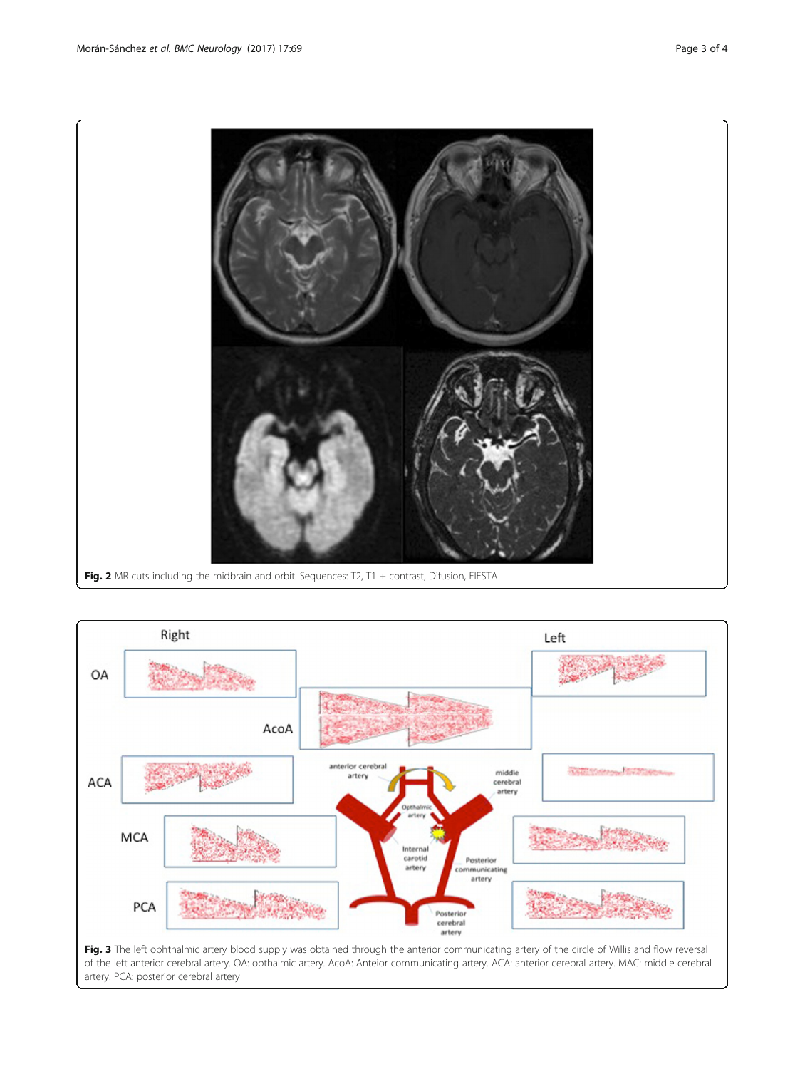**Fig. 2** MR cuts including the midbrain and orbit. Sequences: T2, T1 + contrast, Difusion, FIESTA

**Fig. 3** The left ophthalmic artery blood supply was obtained through the anterior communicating artery of the circle of Willis and flow reversal of the left anterior cerebral artery. OA: opthalmic artery. AcoA: Anteior communicating artery. ACA: anterior cerebral artery. MAC: middle cerebral artery. PCA: posterior cerebral artery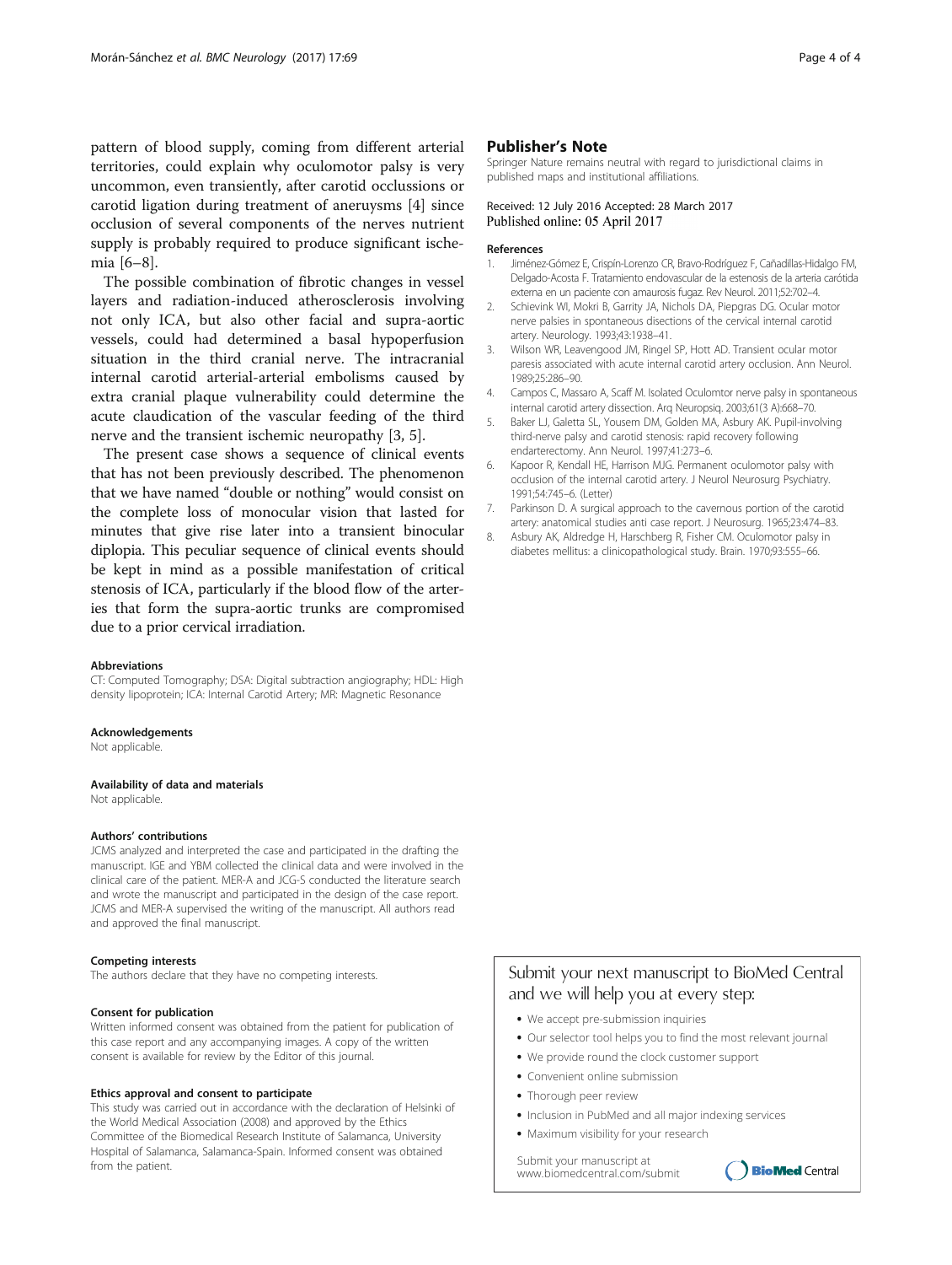pattern of blood supply, coming from different arterial territories, could explain why oculomotor palsy is very uncommon, even transiently, after carotid occlussions or carotid ligation during treatment of aneruysms [4] since occlusion of several components of the nerves nutrient supply is probably required to produce significant ischemia [6–8].

The possible combination of fibrotic changes in vessel layers and radiation-induced atherosclerosis involving not only ICA, but also other facial and supra-aortic vessels, could had determined a basal hypoperfusion situation in the third cranial nerve. The intracranial internal carotid arterial-arterial embolisms caused by extra cranial plaque vulnerability could determine the acute claudication of the vascular feeding of the third nerve and the transient ischemic neuropathy [3, 5].

The present case shows a sequence of clinical events that has not been previously described. The phenomenon that we have named "double or nothing" would consist on the complete loss of monocular vision that lasted for minutes that give rise later into a transient binocular diplopia. This peculiar sequence of clinical events should be kept in mind as a possible manifestation of critical stenosis of ICA, particularly if the blood flow of the arteries that form the supra-aortic trunks are compromised due to a prior cervical irradiation.

#### Abbreviations

CT: Computed Tomography; DSA: Digital subtraction angiography; HDL: High density lipoprotein; ICA: Internal Carotid Artery; MR: Magnetic Resonance

#### Acknowledgements

Not applicable.

#### Availability of data and materials

Not applicable.

#### Authors' contributions

JCMS analyzed and interpreted the case and participated in the drafting the manuscript. IGE and YBM collected the clinical data and were involved in the clinical care of the patient. MER-A and JCG-S conducted the literature search and wrote the manuscript and participated in the design of the case report. JCMS and MER-A supervised the writing of the manuscript. All authors read and approved the final manuscript.

#### Competing interests

The authors declare that they have no competing interests.

#### Consent for publication

Written informed consent was obtained from the patient for publication of this case report and any accompanying images. A copy of the written consent is available for review by the Editor of this journal.

#### Ethics approval and consent to participate

This study was carried out in accordance with the declaration of Helsinki of the World Medical Association (2008) and approved by the Ethics Committee of the Biomedical Research Institute of Salamanca, University Hospital of Salamanca, Salamanca-Spain. Informed consent was obtained from the patient.

## Publisher's Note

Springer Nature remains neutral with regard to jurisdictional claims in published maps and institutional affiliations.

Received: 12 July 2016 Accepted: 28 March 2017
Published online: 05 April 2017

#### References

1. Jiménez-Gómez E, Crispín-Lorenzo CR, Bravo-Rodríguez F, Cañadillas-Hidalgo FM, Delgado-Acosta F. Tratamiento endovascular de la estenosis de la arteria carótida externa en un paciente con amaurosis fugaz. Rev Neurol. 2011;52:702–4.
2. Schievink WI, Mokri B, Garrity JA, Nichols DA, Piepgras DG. Ocular motor nerve palsies in spontaneous disections of the cervical internal carotid artery. Neurology. 1993;43:1938–41.
3. Wilson WR, Leavengood JM, Ringel SP, Hott AD. Transient ocular motor paresis associated with acute internal carotid artery occlusion. Ann Neurol. 1989;25:286–90.
4. Campos C, Massaro A, Scaff M. Isolated Oculomtor nerve palsy in spontaneous internal carotid artery dissection. Arq Neuropsiq. 2003;61(3 A):668–70.
5. Baker LJ, Galetta SL, Yousem DM, Golden MA, Asbury AK. Pupil-involving third-nerve palsy and carotid stenosis: rapid recovery following endarterectomy. Ann Neurol. 1997;41:273–6.
6. Kapoor R, Kendall HE, Harrison MJG. Permanent oculomotor palsy with occlusion of the internal carotid artery. J Neurol Neurosurg Psychiatry. 1991;54:745–6. (Letter)
7. Parkinson D. A surgical approach to the cavernous portion of the carotid artery: anatomical studies anti case report. J Neurosurg. 1965;23:474–83.
8. Asbury AK, Aldredge H, Harschberg R, Fisher CM. Oculomotor palsy in diabetes mellitus: a clinicopathological study. Brain. 1970;93:555–66.

Submit your next manuscript to BioMed Central and we will help you at every step:

- We accept pre-submission inquiries
- Our selector tool helps you to find the most relevant journal
- We provide round the clock customer support
- Convenient online submission
- Thorough peer review
- Inclusion in PubMed and all major indexing services
- Maximum visibility for your research

Submit your manuscript at
www.biomedcentral.com/submit

BioMed Central